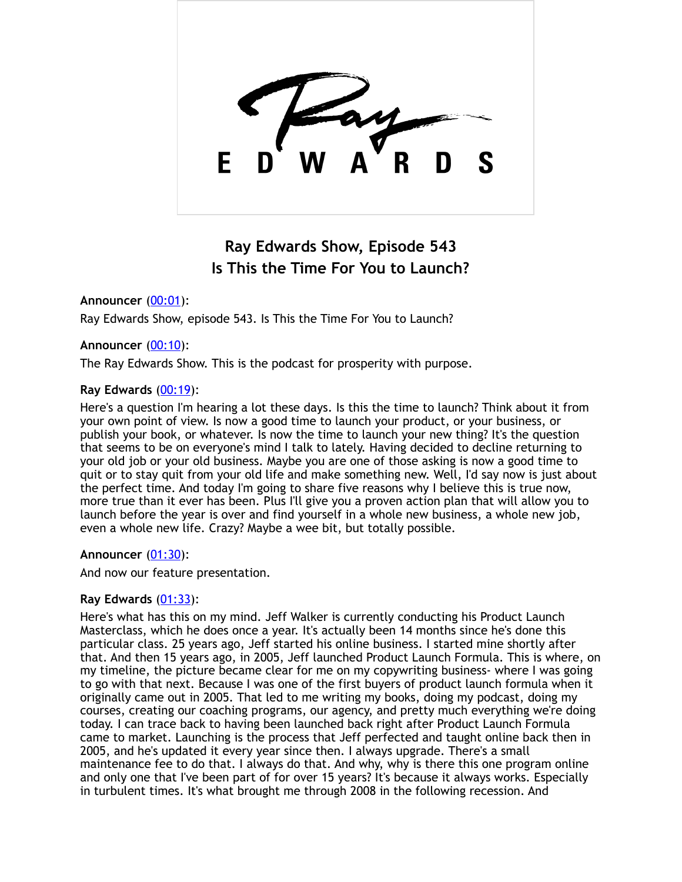# Ray Edwards Show, Episode 543
## Is This the Time For You to Launch?

**Announcer** ([00:01](#)):

Ray Edwards Show, episode 543. Is This the Time For You to Launch?

**Announcer** ([00:10](#)):

The Ray Edwards Show. This is the podcast for prosperity with purpose.

**Ray Edwards** ([00:19](#)):

Here's a question I'm hearing a lot these days. Is this the time to launch? Think about it from your own point of view. Is now a good time to launch your product, or your business, or publish your book, or whatever. Is now the time to launch your new thing? It's the question that seems to be on everyone's mind I talk to lately. Having decided to decline returning to your old job or your old business. Maybe you are one of those asking is now a good time to quit or to stay quit from your old life and make something new. Well, I'd say now is just about the perfect time. And today I'm going to share five reasons why I believe this is true now, more true than it ever has been. Plus I'll give you a proven action plan that will allow you to launch before the year is over and find yourself in a whole new business, a whole new job, even a whole new life. Crazy? Maybe a wee bit, but totally possible.

**Announcer** ([01:30](#)):

And now our feature presentation.

**Ray Edwards** ([01:33](#)):

Here's what has this on my mind. Jeff Walker is currently conducting his Product Launch Masterclass, which he does once a year. It's actually been 14 months since he's done this particular class. 25 years ago, Jeff started his online business. I started mine shortly after that. And then 15 years ago, in 2005, Jeff launched Product Launch Formula. This is where, on my timeline, the picture became clear for me on my copywriting business- where I was going to go with that next. Because I was one of the first buyers of product launch formula when it originally came out in 2005. That led to me writing my books, doing my podcast, doing my courses, creating our coaching programs, our agency, and pretty much everything we're doing today. I can trace back to having been launched back right after Product Launch Formula came to market. Launching is the process that Jeff perfected and taught online back then in 2005, and he's updated it every year since then. I always upgrade. There's a small maintenance fee to do that. I always do that. And why, why is there this one program online and only one that I've been part of for over 15 years? It's because it always works. Especially in turbulent times. It's what brought me through 2008 in the following recession. And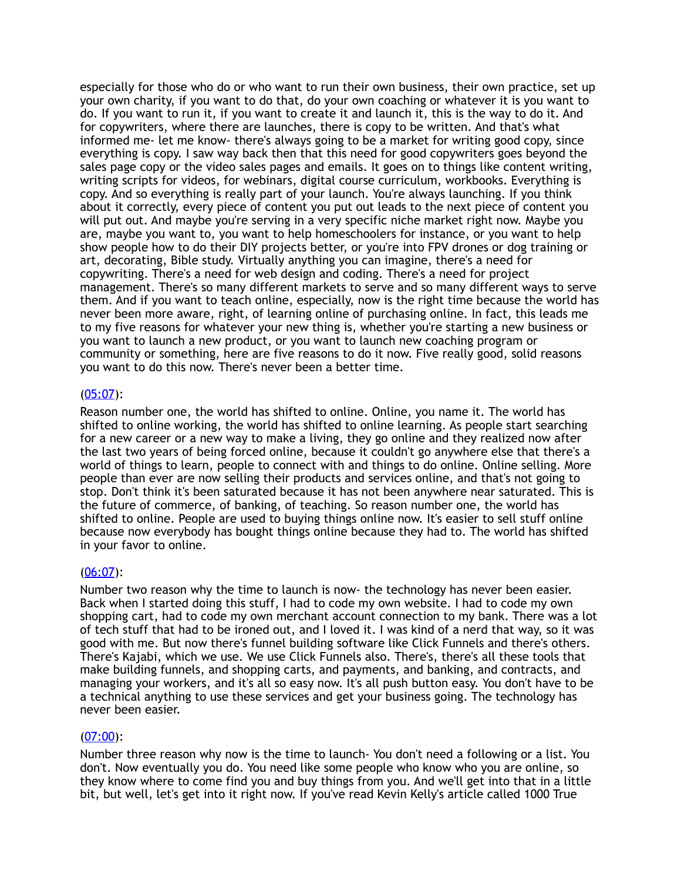especially for those who do or who want to run their own business, their own practice, set up your own charity, if you want to do that, do your own coaching or whatever it is you want to do. If you want to run it, if you want to create it and launch it, this is the way to do it. And for copywriters, where there are launches, there is copy to be written. And that's what informed me- let me know- there's always going to be a market for writing good copy, since everything is copy. I saw way back then that this need for good copywriters goes beyond the sales page copy or the video sales pages and emails. It goes on to things like content writing, writing scripts for videos, for webinars, digital course curriculum, workbooks. Everything is copy. And so everything is really part of your launch. You're always launching. If you think about it correctly, every piece of content you put out leads to the next piece of content you will put out. And maybe you're serving in a very specific niche market right now. Maybe you are, maybe you want to, you want to help homeschoolers for instance, or you want to help show people how to do their DIY projects better, or you're into FPV drones or dog training or art, decorating, Bible study. Virtually anything you can imagine, there's a need for copywriting. There's a need for web design and coding. There's a need for project management. There's so many different markets to serve and so many different ways to serve them. And if you want to teach online, especially, now is the right time because the world has never been more aware, right, of learning online of purchasing online. In fact, this leads me to my five reasons for whatever your new thing is, whether you're starting a new business or you want to launch a new product, or you want to launch new coaching program or community or something, here are five reasons to do it now. Five really good, solid reasons you want to do this now. There's never been a better time.

(05:07):

Reason number one, the world has shifted to online. Online, you name it. The world has shifted to online working, the world has shifted to online learning. As people start searching for a new career or a new way to make a living, they go online and they realized now after the last two years of being forced online, because it couldn't go anywhere else that there's a world of things to learn, people to connect with and things to do online. Online selling. More people than ever are now selling their products and services online, and that's not going to stop. Don't think it's been saturated because it has not been anywhere near saturated. This is the future of commerce, of banking, of teaching. So reason number one, the world has shifted to online. People are used to buying things online now. It's easier to sell stuff online because now everybody has bought things online because they had to. The world has shifted in your favor to online.

(06:07):

Number two reason why the time to launch is now- the technology has never been easier. Back when I started doing this stuff, I had to code my own website. I had to code my own shopping cart, had to code my own merchant account connection to my bank. There was a lot of tech stuff that had to be ironed out, and I loved it. I was kind of a nerd that way, so it was good with me. But now there's funnel building software like Click Funnels and there's others. There's Kajabi, which we use. We use Click Funnels also. There's, there's all these tools that make building funnels, and shopping carts, and payments, and banking, and contracts, and managing your workers, and it's all so easy now. It's all push button easy. You don't have to be a technical anything to use these services and get your business going. The technology has never been easier.

(07:00):

Number three reason why now is the time to launch- You don't need a following or a list. You don't. Now eventually you do. You need like some people who know who you are online, so they know where to come find you and buy things from you. And we'll get into that in a little bit, but well, let's get into it right now. If you've read Kevin Kelly's article called 1000 True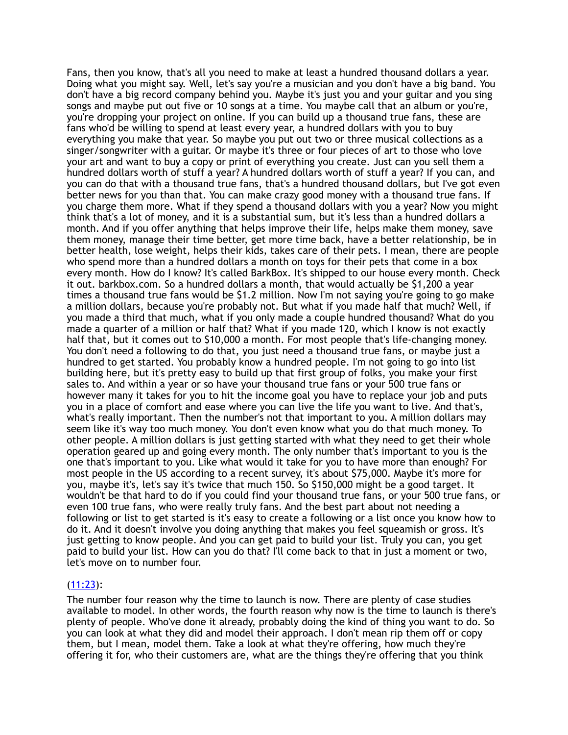Fans, then you know, that's all you need to make at least a hundred thousand dollars a year. Doing what you might say. Well, let's say you're a musician and you don't have a big band. You don't have a big record company behind you. Maybe it's just you and your guitar and you sing songs and maybe put out five or 10 songs at a time. You maybe call that an album or you're, you're dropping your project on online. If you can build up a thousand true fans, these are fans who'd be willing to spend at least every year, a hundred dollars with you to buy everything you make that year. So maybe you put out two or three musical collections as a singer/songwriter with a guitar. Or maybe it's three or four pieces of art to those who love your art and want to buy a copy or print of everything you create. Just can you sell them a hundred dollars worth of stuff a year? A hundred dollars worth of stuff a year? If you can, and you can do that with a thousand true fans, that's a hundred thousand dollars, but I've got even better news for you than that. You can make crazy good money with a thousand true fans. If you charge them more. What if they spend a thousand dollars with you a year? Now you might think that's a lot of money, and it is a substantial sum, but it's less than a hundred dollars a month. And if you offer anything that helps improve their life, helps make them money, save them money, manage their time better, get more time back, have a better relationship, be in better health, lose weight, helps their kids, takes care of their pets. I mean, there are people who spend more than a hundred dollars a month on toys for their pets that come in a box every month. How do I know? It's called BarkBox. It's shipped to our house every month. Check it out. barkbox.com. So a hundred dollars a month, that would actually be $1,200 a year times a thousand true fans would be $1.2 million. Now I'm not saying you're going to go make a million dollars, because you're probably not. But what if you made half that much? Well, if you made a third that much, what if you only made a couple hundred thousand? What do you made a quarter of a million or half that? What if you made 120, which I know is not exactly half that, but it comes out to $10,000 a month. For most people that's life-changing money. You don't need a following to do that, you just need a thousand true fans, or maybe just a hundred to get started. You probably know a hundred people. I'm not going to go into list building here, but it's pretty easy to build up that first group of folks, you make your first sales to. And within a year or so have your thousand true fans or your 500 true fans or however many it takes for you to hit the income goal you have to replace your job and puts you in a place of comfort and ease where you can live the life you want to live. And that's, what's really important. Then the number's not that important to you. A million dollars may seem like it's way too much money. You don't even know what you do that much money. To other people. A million dollars is just getting started with what they need to get their whole operation geared up and going every month. The only number that's important to you is the one that's important to you. Like what would it take for you to have more than enough? For most people in the US according to a recent survey, it's about $75,000. Maybe it's more for you, maybe it's, let's say it's twice that much 150. So $150,000 might be a good target. It wouldn't be that hard to do if you could find your thousand true fans, or your 500 true fans, or even 100 true fans, who were really truly fans. And the best part about not needing a following or list to get started is it's easy to create a following or a list once you know how to do it. And it doesn't involve you doing anything that makes you feel squeamish or gross. It's just getting to know people. And you can get paid to build your list. Truly you can, you get paid to build your list. How can you do that? I'll come back to that in just a moment or two, let's move on to number four.

(11:23):

The number four reason why the time to launch is now. There are plenty of case studies available to model. In other words, the fourth reason why now is the time to launch is there's plenty of people. Who've done it already, probably doing the kind of thing you want to do. So you can look at what they did and model their approach. I don't mean rip them off or copy them, but I mean, model them. Take a look at what they're offering, how much they're offering it for, who their customers are, what are the things they're offering that you think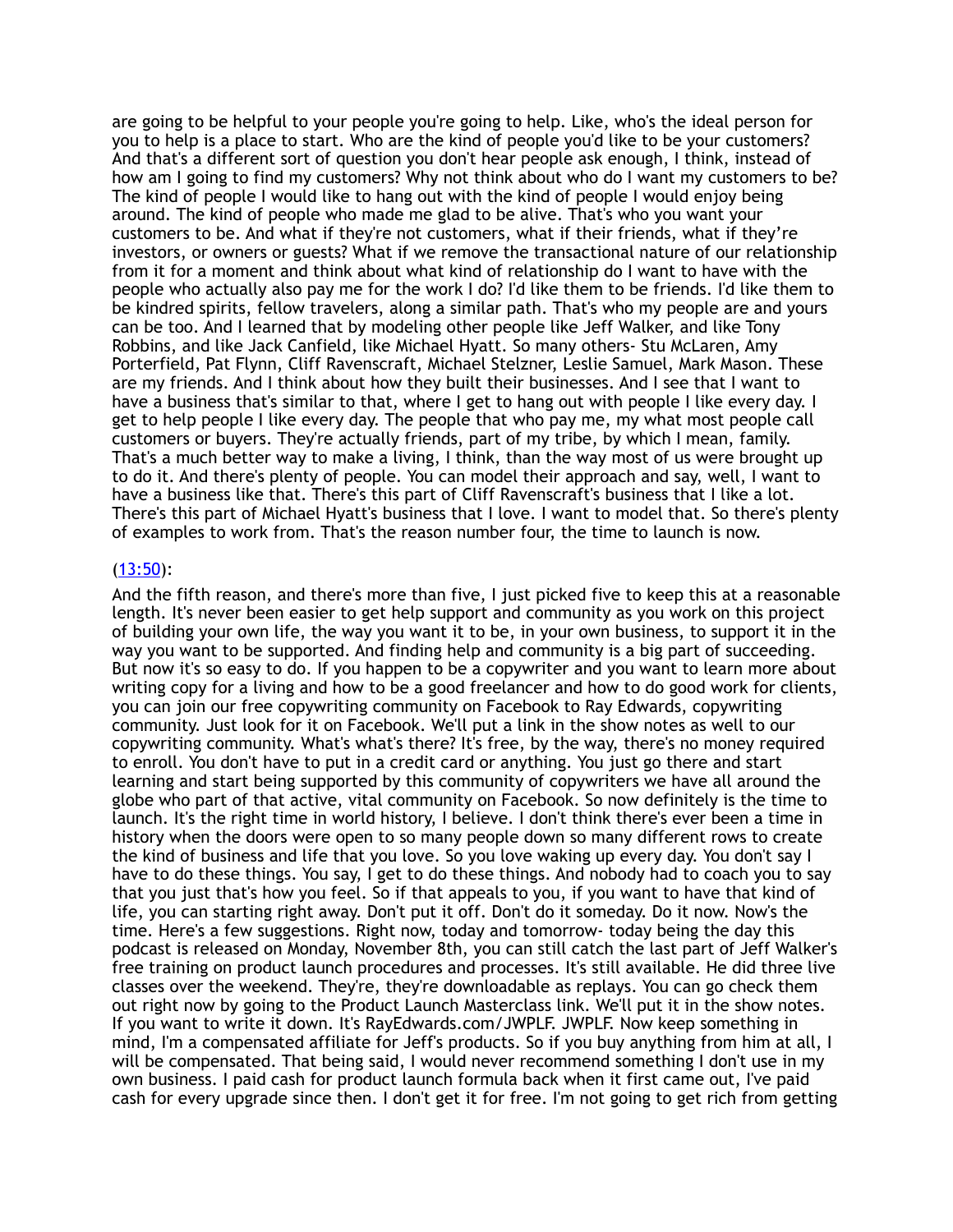are going to be helpful to your people you're going to help. Like, who's the ideal person for you to help is a place to start. Who are the kind of people you'd like to be your customers? And that's a different sort of question you don't hear people ask enough, I think, instead of how am I going to find my customers? Why not think about who do I want my customers to be? The kind of people I would like to hang out with the kind of people I would enjoy being around. The kind of people who made me glad to be alive. That's who you want your customers to be. And what if they're not customers, what if their friends, what if they're investors, or owners or guests? What if we remove the transactional nature of our relationship from it for a moment and think about what kind of relationship do I want to have with the people who actually also pay me for the work I do? I'd like them to be friends. I'd like them to be kindred spirits, fellow travelers, along a similar path. That's who my people are and yours can be too. And I learned that by modeling other people like Jeff Walker, and like Tony Robbins, and like Jack Canfield, like Michael Hyatt. So many others- Stu McLaren, Amy Porterfield, Pat Flynn, Cliff Ravenscraft, Michael Stelzner, Leslie Samuel, Mark Mason. These are my friends. And I think about how they built their businesses. And I see that I want to have a business that's similar to that, where I get to hang out with people I like every day. I get to help people I like every day. The people that who pay me, my what most people call customers or buyers. They're actually friends, part of my tribe, by which I mean, family. That's a much better way to make a living, I think, than the way most of us were brought up to do it. And there's plenty of people. You can model their approach and say, well, I want to have a business like that. There's this part of Cliff Ravenscraft's business that I like a lot. There's this part of Michael Hyatt's business that I love. I want to model that. So there's plenty of examples to work from. That's the reason number four, the time to launch is now.

(13:50):

And the fifth reason, and there's more than five, I just picked five to keep this at a reasonable length. It's never been easier to get help support and community as you work on this project of building your own life, the way you want it to be, in your own business, to support it in the way you want to be supported. And finding help and community is a big part of succeeding. But now it's so easy to do. If you happen to be a copywriter and you want to learn more about writing copy for a living and how to be a good freelancer and how to do good work for clients, you can join our free copywriting community on Facebook to Ray Edwards, copywriting community. Just look for it on Facebook. We'll put a link in the show notes as well to our copywriting community. What's what's there? It's free, by the way, there's no money required to enroll. You don't have to put in a credit card or anything. You just go there and start learning and start being supported by this community of copywriters we have all around the globe who part of that active, vital community on Facebook. So now definitely is the time to launch. It's the right time in world history, I believe. I don't think there's ever been a time in history when the doors were open to so many people down so many different rows to create the kind of business and life that you love. So you love waking up every day. You don't say I have to do these things. You say, I get to do these things. And nobody had to coach you to say that you just that's how you feel. So if that appeals to you, if you want to have that kind of life, you can starting right away. Don't put it off. Don't do it someday. Do it now. Now's the time. Here's a few suggestions. Right now, today and tomorrow- today being the day this podcast is released on Monday, November 8th, you can still catch the last part of Jeff Walker's free training on product launch procedures and processes. It's still available. He did three live classes over the weekend. They're, they're downloadable as replays. You can go check them out right now by going to the Product Launch Masterclass link. We'll put it in the show notes. If you want to write it down. It's RayEdwards.com/JWPLF. JWPLF. Now keep something in mind, I'm a compensated affiliate for Jeff's products. So if you buy anything from him at all, I will be compensated. That being said, I would never recommend something I don't use in my own business. I paid cash for product launch formula back when it first came out, I've paid cash for every upgrade since then. I don't get it for free. I'm not going to get rich from getting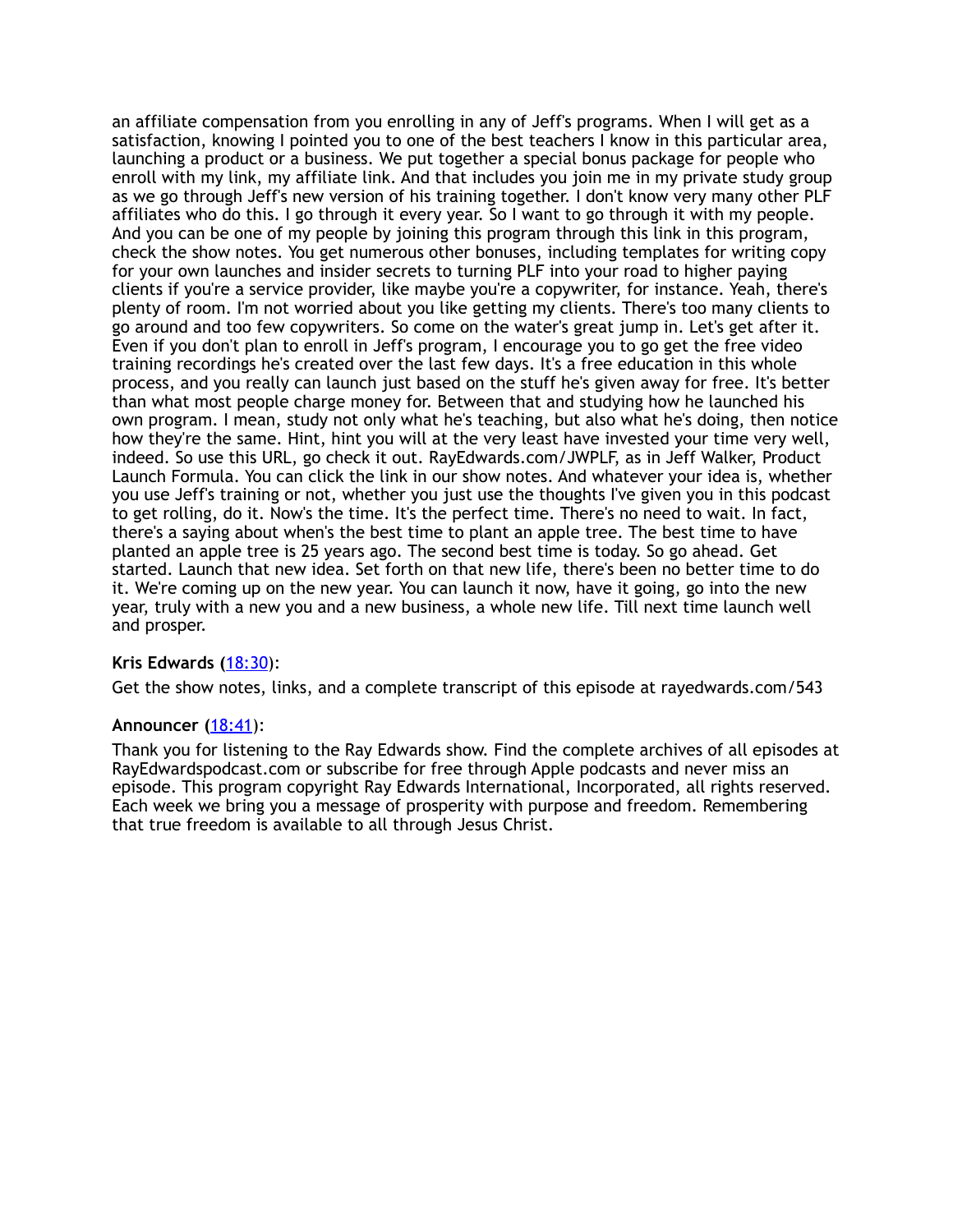an affiliate compensation from you enrolling in any of Jeff's programs. When I will get as a satisfaction, knowing I pointed you to one of the best teachers I know in this particular area, launching a product or a business. We put together a special bonus package for people who enroll with my link, my affiliate link. And that includes you join me in my private study group as we go through Jeff's new version of his training together. I don't know very many other PLF affiliates who do this. I go through it every year. So I want to go through it with my people. And you can be one of my people by joining this program through this link in this program, check the show notes. You get numerous other bonuses, including templates for writing copy for your own launches and insider secrets to turning PLF into your road to higher paying clients if you're a service provider, like maybe you're a copywriter, for instance. Yeah, there's plenty of room. I'm not worried about you like getting my clients. There's too many clients to go around and too few copywriters. So come on the water's great jump in. Let's get after it. Even if you don't plan to enroll in Jeff's program, I encourage you to go get the free video training recordings he's created over the last few days. It's a free education in this whole process, and you really can launch just based on the stuff he's given away for free. It's better than what most people charge money for. Between that and studying how he launched his own program. I mean, study not only what he's teaching, but also what he's doing, then notice how they're the same. Hint, hint you will at the very least have invested your time very well, indeed. So use this URL, go check it out. RayEdwards.com/JWPLF, as in Jeff Walker, Product Launch Formula. You can click the link in our show notes. And whatever your idea is, whether you use Jeff's training or not, whether you just use the thoughts I've given you in this podcast to get rolling, do it. Now's the time. It's the perfect time. There's no need to wait. In fact, there's a saying about when's the best time to plant an apple tree. The best time to have planted an apple tree is 25 years ago. The second best time is today. So go ahead. Get started. Launch that new idea. Set forth on that new life, there's been no better time to do it. We're coming up on the new year. You can launch it now, have it going, go into the new year, truly with a new you and a new business, a whole new life. Till next time launch well and prosper.

**Kris Edwards (18:30):**

Get the show notes, links, and a complete transcript of this episode at rayedwards.com/543

**Announcer (18:41):**

Thank you for listening to the Ray Edwards show. Find the complete archives of all episodes at RayEdwardspodcast.com or subscribe for free through Apple podcasts and never miss an episode. This program copyright Ray Edwards International, Incorporated, all rights reserved. Each week we bring you a message of prosperity with purpose and freedom. Remembering that true freedom is available to all through Jesus Christ.